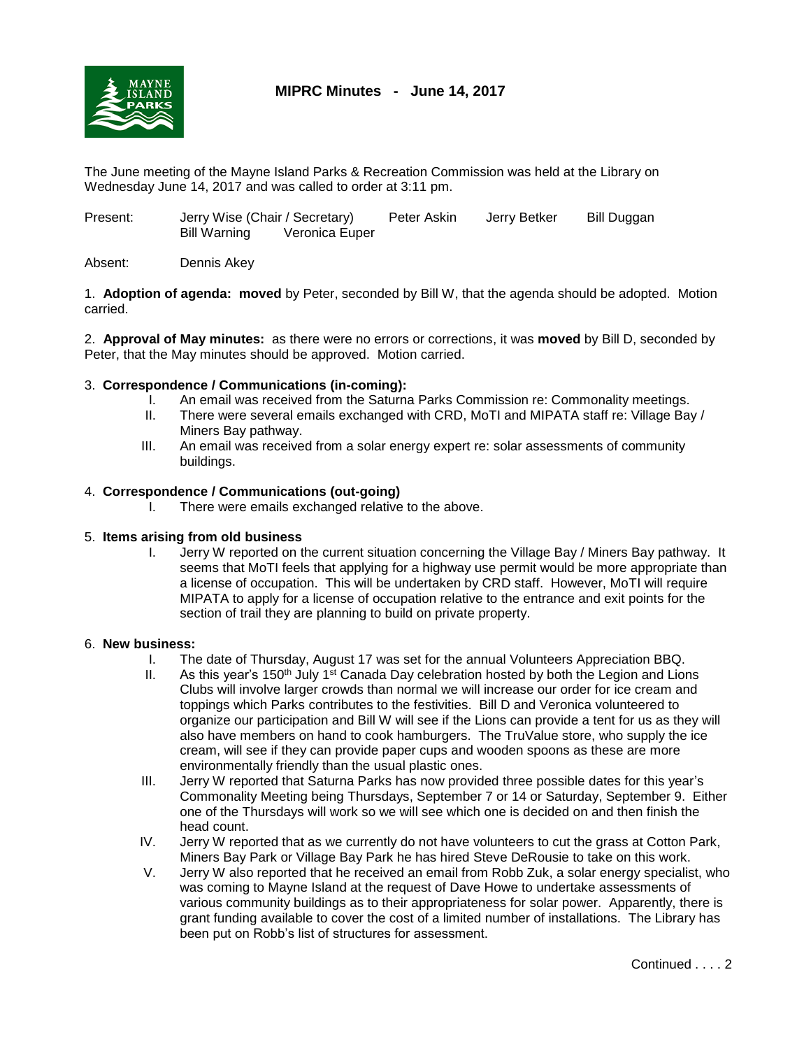# MIPRC Minutes - June 14, 2017

The June meeting of the Mayne Island Parks & Recreation Commission was held at the Library on Wednesday June 14, 2017 and was called to order at 3:11 pm.

Present: Jerry Wise (Chair / Secretary) Peter Askin Jerry Betker Bill Duggan Bill Warning Veronica Euper

Absent: Dennis Akey

1. **Adoption of agenda: moved** by Peter, seconded by Bill W, that the agenda should be adopted. Motion carried.

2. **Approval of May minutes:** as there were no errors or corrections, it was **moved** by Bill D, seconded by Peter, that the May minutes should be approved. Motion carried.

3. **Correspondence / Communications (in-coming):**
   - I. An email was received from the Saturna Parks Commission re: Commonality meetings.
   - II. There were several emails exchanged with CRD, MoTI and MIPATA staff re: Village Bay / Miners Bay pathway.
   - III. An email was received from a solar energy expert re: solar assessments of community buildings.

4. **Correspondence / Communications (out-going)**
   - I. There were emails exchanged relative to the above.

5. **Items arising from old business**
   - I. Jerry W reported on the current situation concerning the Village Bay / Miners Bay pathway. It seems that MoTI feels that applying for a highway use permit would be more appropriate than a license of occupation. This will be undertaken by CRD staff. However, MoTI will require MIPATA to apply for a license of occupation relative to the entrance and exit points for the section of trail they are planning to build on private property.

6. **New business:**
   - I. The date of Thursday, August 17 was set for the annual Volunteers Appreciation BBQ.
   - II. As this year's 150th July 1st Canada Day celebration hosted by both the Legion and Lions Clubs will involve larger crowds than normal we will increase our order for ice cream and toppings which Parks contributes to the festivities. Bill D and Veronica volunteered to organize our participation and Bill W will see if the Lions can provide a tent for us as they will also have members on hand to cook hamburgers. The TruValue store, who supply the ice cream, will see if they can provide paper cups and wooden spoons as these are more environmentally friendly than the usual plastic ones.
   - III. Jerry W reported that Saturna Parks has now provided three possible dates for this year's Commonality Meeting being Thursdays, September 7 or 14 or Saturday, September 9. Either one of the Thursdays will work so we will see which one is decided on and then finish the head count.
   - IV. Jerry W reported that as we currently do not have volunteers to cut the grass at Cotton Park, Miners Bay Park or Village Bay Park he has hired Steve DeRousie to take on this work.
   - V. Jerry W also reported that he received an email from Robb Zuk, a solar energy specialist, who was coming to Mayne Island at the request of Dave Howe to undertake assessments of various community buildings as to their appropriateness for solar power. Apparently, there is grant funding available to cover the cost of a limited number of installations. The Library has been put on Robb's list of structures for assessment.

Continued . . . . 2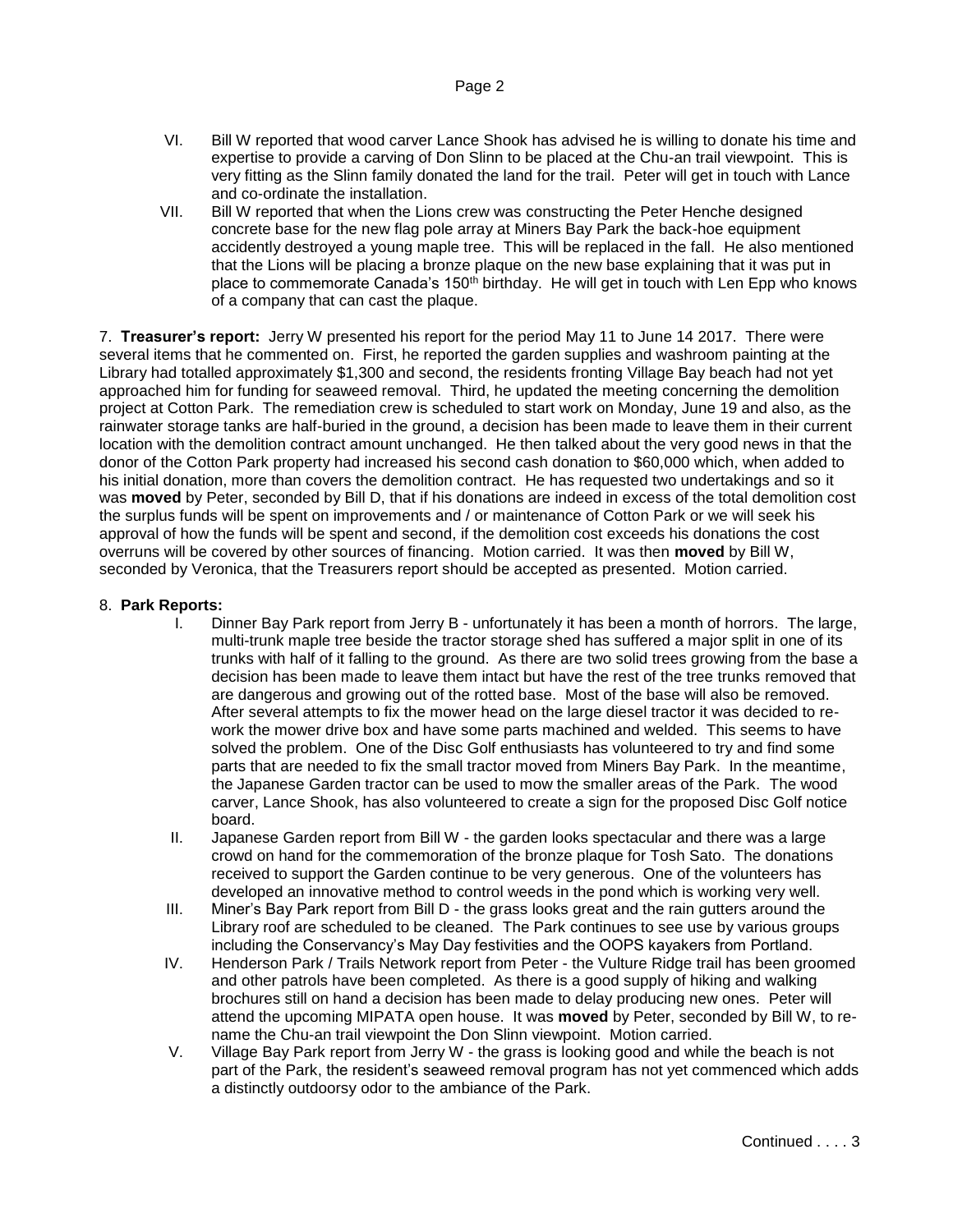VI. Bill W reported that wood carver Lance Shook has advised he is willing to donate his time and expertise to provide a carving of Don Slinn to be placed at the Chu-an trail viewpoint. This is very fitting as the Slinn family donated the land for the trail. Peter will get in touch with Lance and co-ordinate the installation.

VII. Bill W reported that when the Lions crew was constructing the Peter Henche designed concrete base for the new flag pole array at Miners Bay Park the back-hoe equipment accidently destroyed a young maple tree. This will be replaced in the fall. He also mentioned that the Lions will be placing a bronze plaque on the new base explaining that it was put in place to commemorate Canada's 150th birthday. He will get in touch with Len Epp who knows of a company that can cast the plaque.

7. **Treasurer's report:** Jerry W presented his report for the period May 11 to June 14 2017. There were several items that he commented on. First, he reported the garden supplies and washroom painting at the Library had totalled approximately $1,300 and second, the residents fronting Village Bay beach had not yet approached him for funding for seaweed removal. Third, he updated the meeting concerning the demolition project at Cotton Park. The remediation crew is scheduled to start work on Monday, June 19 and also, as the rainwater storage tanks are half-buried in the ground, a decision has been made to leave them in their current location with the demolition contract amount unchanged. He then talked about the very good news in that the donor of the Cotton Park property had increased his second cash donation to $60,000 which, when added to his initial donation, more than covers the demolition contract. He has requested two undertakings and so it was **moved** by Peter, seconded by Bill D, that if his donations are indeed in excess of the total demolition cost the surplus funds will be spent on improvements and / or maintenance of Cotton Park or we will seek his approval of how the funds will be spent and second, if the demolition cost exceeds his donations the cost overruns will be covered by other sources of financing. Motion carried. It was then **moved** by Bill W, seconded by Veronica, that the Treasurers report should be accepted as presented. Motion carried.

8. **Park Reports:**

I. Dinner Bay Park report from Jerry B - unfortunately it has been a month of horrors. The large, multi-trunk maple tree beside the tractor storage shed has suffered a major split in one of its trunks with half of it falling to the ground. As there are two solid trees growing from the base a decision has been made to leave them intact but have the rest of the tree trunks removed that are dangerous and growing out of the rotted base. Most of the base will also be removed. After several attempts to fix the mower head on the large diesel tractor it was decided to re-work the mower drive box and have some parts machined and welded. This seems to have solved the problem. One of the Disc Golf enthusiasts has volunteered to try and find some parts that are needed to fix the small tractor moved from Miners Bay Park. In the meantime, the Japanese Garden tractor can be used to mow the smaller areas of the Park. The wood carver, Lance Shook, has also volunteered to create a sign for the proposed Disc Golf notice board.

II. Japanese Garden report from Bill W - the garden looks spectacular and there was a large crowd on hand for the commemoration of the bronze plaque for Tosh Sato. The donations received to support the Garden continue to be very generous. One of the volunteers has developed an innovative method to control weeds in the pond which is working very well.

III. Miner's Bay Park report from Bill D - the grass looks great and the rain gutters around the Library roof are scheduled to be cleaned. The Park continues to see use by various groups including the Conservancy's May Day festivities and the OOPS kayakers from Portland.

IV. Henderson Park / Trails Network report from Peter - the Vulture Ridge trail has been groomed and other patrols have been completed. As there is a good supply of hiking and walking brochures still on hand a decision has been made to delay producing new ones. Peter will attend the upcoming MIPATA open house. It was **moved** by Peter, seconded by Bill W, to re-name the Chu-an trail viewpoint the Don Slinn viewpoint. Motion carried.

V. Village Bay Park report from Jerry W - the grass is looking good and while the beach is not part of the Park, the resident's seaweed removal program has not yet commenced which adds a distinctly outdoorsy odor to the ambiance of the Park.

Continued . . . . 3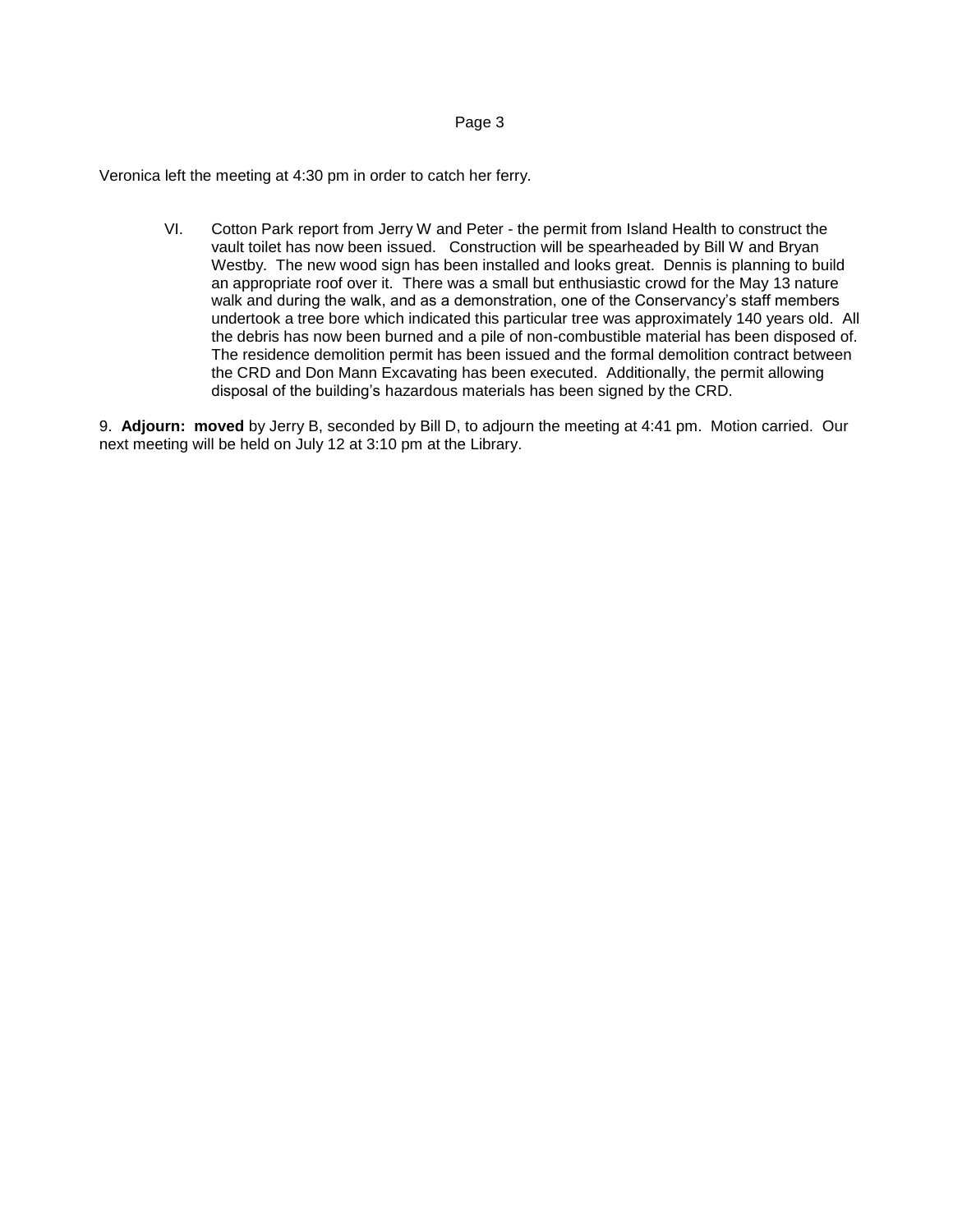Veronica left the meeting at 4:30 pm in order to catch her ferry.

VI. Cotton Park report from Jerry W and Peter - the permit from Island Health to construct the vault toilet has now been issued. Construction will be spearheaded by Bill W and Bryan Westby. The new wood sign has been installed and looks great. Dennis is planning to build an appropriate roof over it. There was a small but enthusiastic crowd for the May 13 nature walk and during the walk, and as a demonstration, one of the Conservancy's staff members undertook a tree bore which indicated this particular tree was approximately 140 years old. All the debris has now been burned and a pile of non-combustible material has been disposed of. The residence demolition permit has been issued and the formal demolition contract between the CRD and Don Mann Excavating has been executed. Additionally, the permit allowing disposal of the building's hazardous materials has been signed by the CRD.

9. **Adjourn: moved** by Jerry B, seconded by Bill D, to adjourn the meeting at 4:41 pm. Motion carried. Our next meeting will be held on July 12 at 3:10 pm at the Library.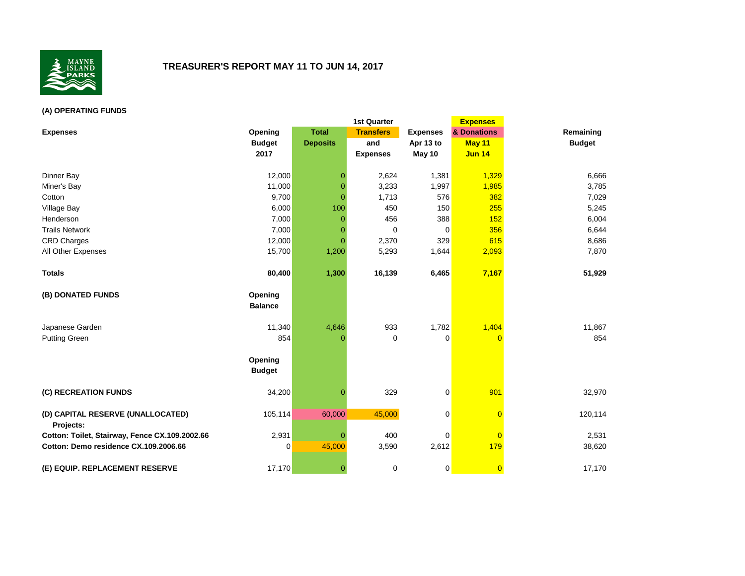## TREASURER'S REPORT MAY 11 TO JUN 14, 2017

**(A) OPERATING FUNDS**

| Expenses | Opening Budget 2017 | Total Deposits | 1st Quarter Transfers and Expenses | Expenses Apr 13 to May 10 | Expenses & Donations May 11 Jun 14 | Remaining Budget |
|---|---|---|---|---|---|---|
| Dinner Bay | 12,000 | 0 | 2,624 | 1,381 | 1,329 | 6,666 |
| Miner's Bay | 11,000 | 0 | 3,233 | 1,997 | 1,985 | 3,785 |
| Cotton | 9,700 | 0 | 1,713 | 576 | 382 | 7,029 |
| Village Bay | 6,000 | 100 | 450 | 150 | 255 | 5,245 |
| Henderson | 7,000 | 0 | 456 | 388 | 152 | 6,004 |
| Trails Network | 7,000 | 0 | 0 | 0 | 356 | 6,644 |
| CRD Charges | 12,000 | 0 | 2,370 | 329 | 615 | 8,686 |
| All Other Expenses | 15,700 | 1,200 | 5,293 | 1,644 | 2,093 | 7,870 |
| **Totals** | **80,400** | **1,300** | **16,139** | **6,465** | **7,167** | **51,929** |
| **(B) DONATED FUNDS** | **Opening Balance** | | | | | |
| Japanese Garden | 11,340 | 4,646 | 933 | 1,782 | 1,404 | 11,867 |
| Putting Green | 854 | 0 | 0 | 0 | 0 | 854 |
| | **Opening Budget** | | | | | |
| **(C) RECREATION FUNDS** | 34,200 | 0 | 329 | 0 | 901 | 32,970 |
| **(D) CAPITAL RESERVE (UNALLOCATED)** | 105,114 | 60,000 | 45,000 | 0 | 0 | 120,114 |
| **Projects:** | | | | | | |
| **Cotton: Toilet, Stairway, Fence CX.109.2002.66** | 2,931 | 0 | 400 | 0 | 0 | 2,531 |
| **Cotton: Demo residence CX.109.2006.66** | 0 | 45,000 | 3,590 | 2,612 | 179 | 38,620 |
| **(E) EQUIP. REPLACEMENT RESERVE** | 17,170 | 0 | 0 | 0 | 0 | 17,170 |